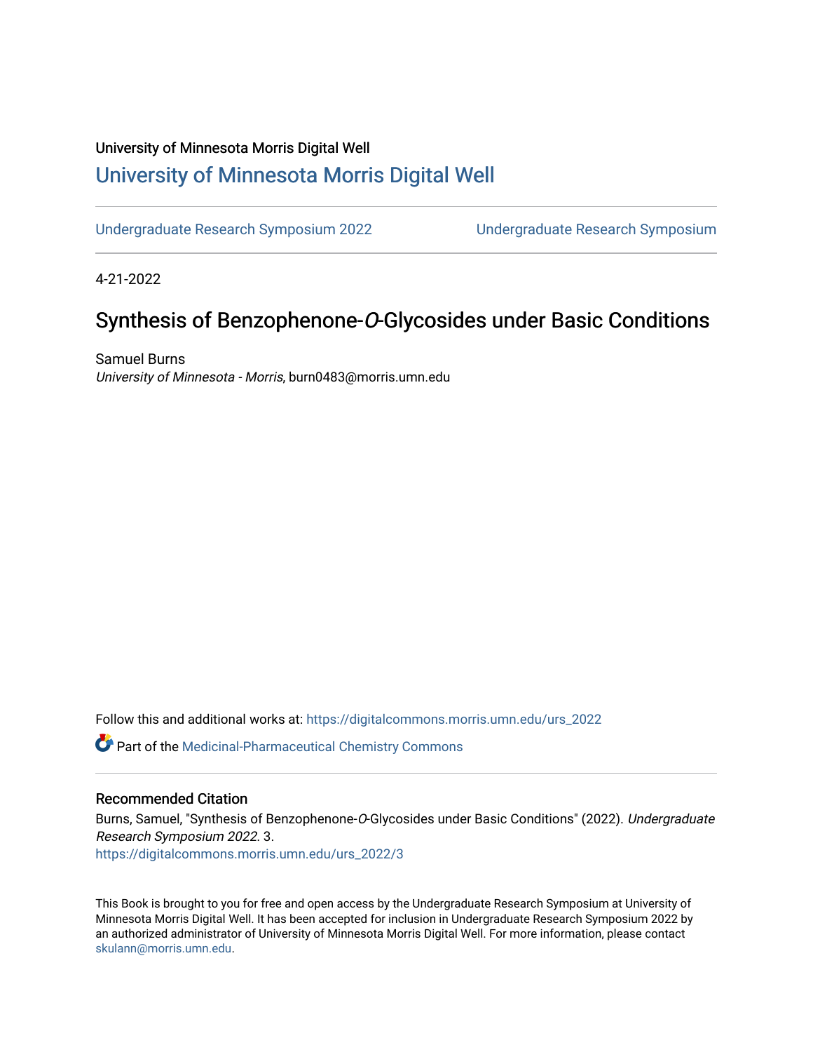University of Minnesota Morris Digital Well

# University of Minnesota Morris Digital Well

Undergraduate Research Symposium 2022 | Undergraduate Research Symposium

4-21-2022

## Synthesis of Benzophenone-*O*-Glycosides under Basic Conditions

Samuel Burns
*University of Minnesota - Morris*, burn0483@morris.umn.edu

Follow this and additional works at: https://digitalcommons.morris.umn.edu/urs_2022

Part of the Medicinal-Pharmaceutical Chemistry Commons

### Recommended Citation

Burns, Samuel, "Synthesis of Benzophenone-*O*-Glycosides under Basic Conditions" (2022). *Undergraduate Research Symposium 2022*. 3.
https://digitalcommons.morris.umn.edu/urs_2022/3

This Book is brought to you for free and open access by the Undergraduate Research Symposium at University of Minnesota Morris Digital Well. It has been accepted for inclusion in Undergraduate Research Symposium 2022 by an authorized administrator of University of Minnesota Morris Digital Well. For more information, please contact skulann@morris.umn.edu.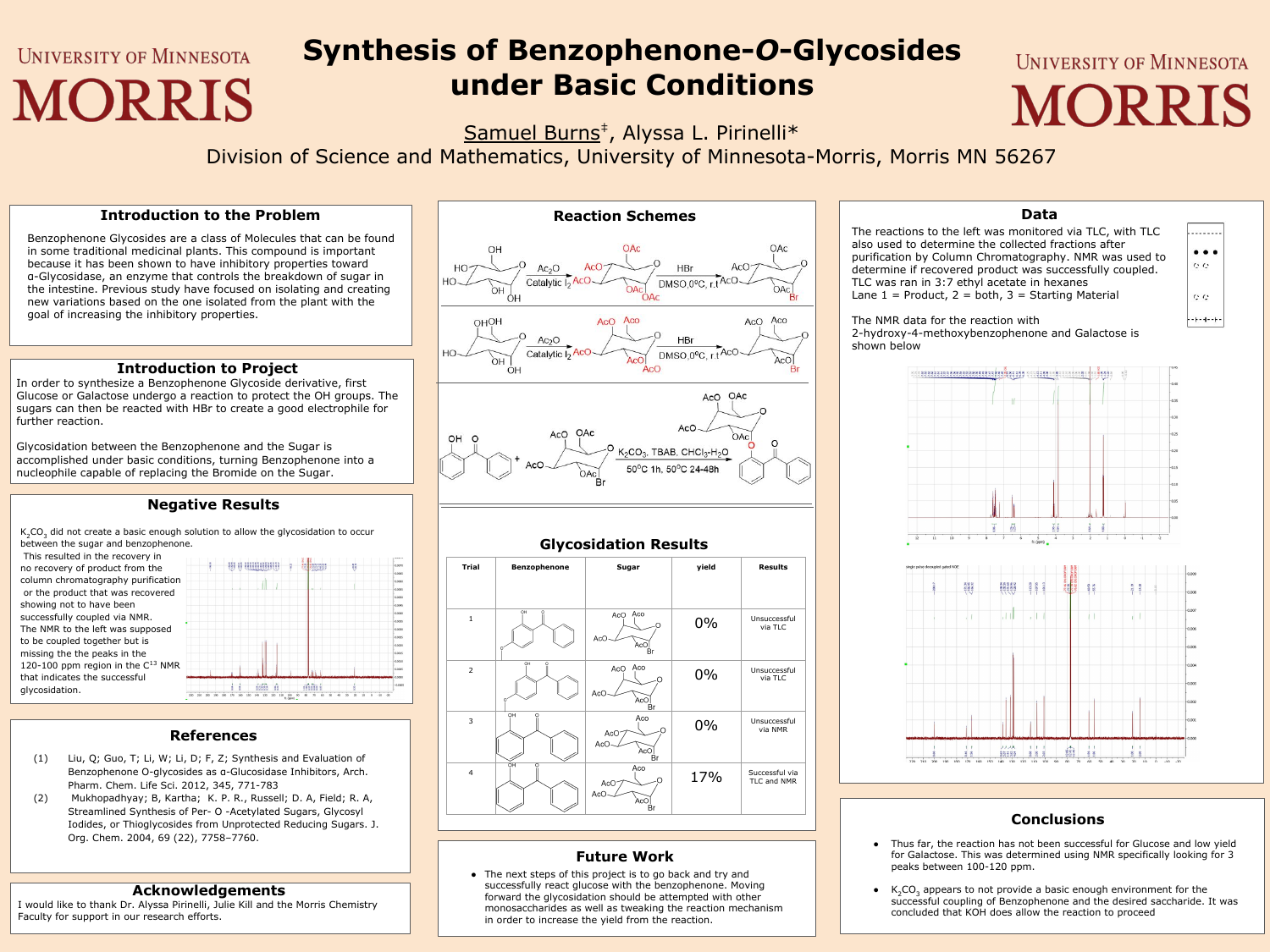# Synthesis of Benzophenone-*O*-Glycosides under Basic Conditions

Samuel Burns‡, Alyssa L. Pirinelli*

Division of Science and Mathematics, University of Minnesota-Morris, Morris MN 56267

## Introduction to the Problem

Benzophenone Glycosides are a class of Molecules that can be found in some traditional medicinal plants. This compound is important because it has been shown to have inhibitory properties toward α-Glycosidase, an enzyme that controls the breakdown of sugar in the intestine. Previous study have focused on isolating and creating new variations based on the one isolated from the plant with the goal of increasing the inhibitory properties.

## Introduction to Project

In order to synthesize a Benzophenone Glycoside derivative, first Glucose or Galactose undergo a reaction to protect the OH groups. The sugars can then be reacted with HBr to create a good electrophile for further reaction.

Glycosidation between the Benzophenone and the Sugar is accomplished under basic conditions, turning Benzophenone into a nucleophile capable of replacing the Bromide on the Sugar.

## Negative Results

$K_2CO_3$ did not create a basic enough solution to allow the glycosidation to occur between the sugar and benzophenone.

This resulted in the recovery in no recovery of product from the column chromatography purification or the product that was recovered showing not to have been successfully coupled via NMR. The NMR to the left was supposed to be coupled together but is missing the the peaks in the 120-100 ppm region in the $C^{13}$ NMR that indicates the successful glycosidation.

## References

(1) Liu, Q; Guo, T; Li, W; Li, D; F, Z; Synthesis and Evaluation of Benzophenone O-glycosides as α-Glucosidase Inhibitors, Arch. Pharm. Chem. Life Sci. 2012, 345, 771-783

(2) Mukhopadhyay; B, Kartha; K. P. R., Russell; D. A, Field; R. A, Streamlined Synthesis of Per- O -Acetylated Sugars, Glycosyl Iodides, or Thioglycosides from Unprotected Reducing Sugars. J. Org. Chem. 2004, 69 (22), 7758–7760.

## Acknowledgements

I would like to thank Dr. Alyssa Pirinelli, Julie Kill and the Morris Chemistry Faculty for support in our research efforts.

## Reaction Schemes

$Ac_2O$, Catalytic $I_2$; HBr, DMSO, 0°C, r.t

$Ac_2O$, Catalytic $I_2$; HBr, DMSO, 0°C, r.t

$K_2CO_3$, TBAB, $CHCl_3$-$H_2O$, 50°C 1h, 50°C 24-48h

## Glycosidation Results

| Trial | Benzophenone | Sugar | yield | Results |
|---|---|---|---|---|
| 1 | | | 0% | Unsuccessful via TLC |
| 2 | | | 0% | Unsuccessful via TLC |
| 3 | | | 0% | Unsuccessful via NMR |
| 4 | | | 17% | Successful via TLC and NMR |

## Future Work

- The next steps of this project is to go back and try and successfully react glucose with the benzophenone. Moving forward the glycosidation should be attempted with other monosaccharides as well as tweaking the reaction mechanism in order to increase the yield from the reaction.

## Data

The reactions to the left was monitored via TLC, with TLC also used to determine the collected fractions after purification by Column Chromatography. NMR was used to determine if recovered product was successfully coupled. TLC was ran in 3:7 ethyl acetate in hexanes

Lane 1 = Product, 2 = both, 3 = Starting Material

The NMR data for the reaction with 2-hydroxy-4-methoxybenzophenone and Galactose is shown below

## Conclusions

- Thus far, the reaction has not been successful for Glucose and low yield for Galactose. This was determined using NMR specifically looking for 3 peaks between 100-120 ppm.
- $K_2CO_3$ appears to not provide a basic enough environment for the successful coupling of Benzophenone and the desired saccharide. It was concluded that KOH does allow the reaction to proceed